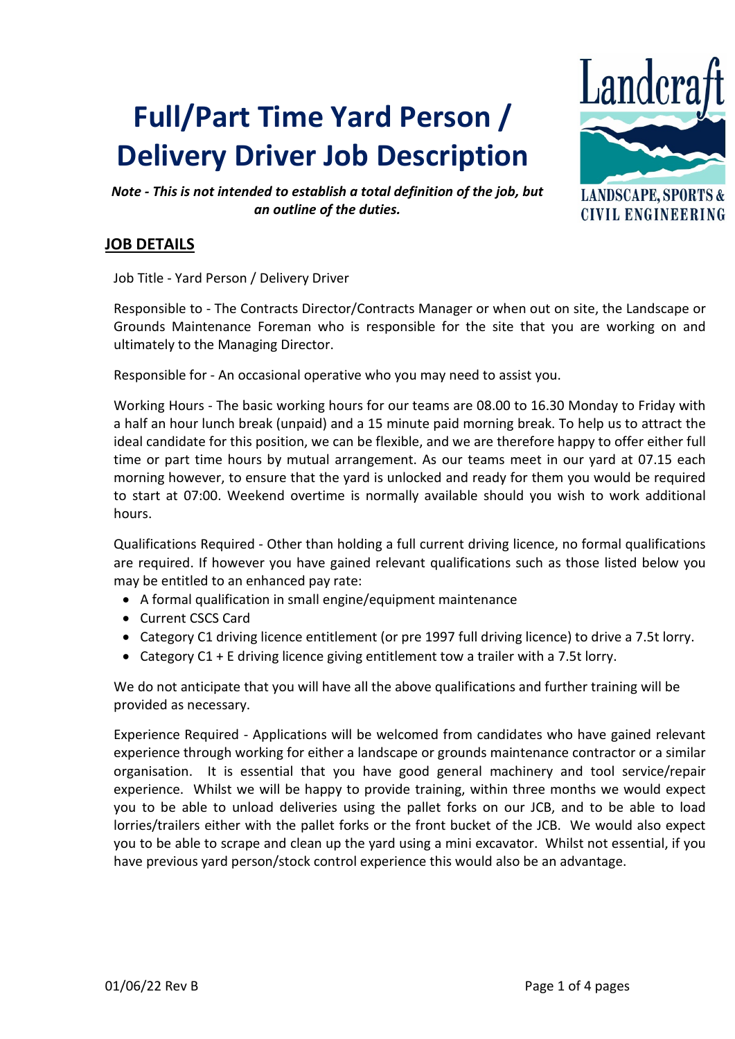# Full/Part Time Yard Person / Delivery Driver Job Description

*Note - This is not intended to establish a total definition of the job, but an outline of the duties.*

Landcraft
LANDSCAPE, SPORTS & CIVIL ENGINEERING

## JOB DETAILS

Job Title - Yard Person / Delivery Driver

Responsible to - The Contracts Director/Contracts Manager or when out on site, the Landscape or Grounds Maintenance Foreman who is responsible for the site that you are working on and ultimately to the Managing Director.

Responsible for - An occasional operative who you may need to assist you.

Working Hours - The basic working hours for our teams are 08.00 to 16.30 Monday to Friday with a half an hour lunch break (unpaid) and a 15 minute paid morning break. To help us to attract the ideal candidate for this position, we can be flexible, and we are therefore happy to offer either full time or part time hours by mutual arrangement. As our teams meet in our yard at 07.15 each morning however, to ensure that the yard is unlocked and ready for them you would be required to start at 07:00. Weekend overtime is normally available should you wish to work additional hours.

Qualifications Required - Other than holding a full current driving licence, no formal qualifications are required. If however you have gained relevant qualifications such as those listed below you may be entitled to an enhanced pay rate:

- A formal qualification in small engine/equipment maintenance
- Current CSCS Card
- Category C1 driving licence entitlement (or pre 1997 full driving licence) to drive a 7.5t lorry.
- Category C1 + E driving licence giving entitlement tow a trailer with a 7.5t lorry.

We do not anticipate that you will have all the above qualifications and further training will be provided as necessary.

Experience Required - Applications will be welcomed from candidates who have gained relevant experience through working for either a landscape or grounds maintenance contractor or a similar organisation. It is essential that you have good general machinery and tool service/repair experience. Whilst we will be happy to provide training, within three months we would expect you to be able to unload deliveries using the pallet forks on our JCB, and to be able to load lorries/trailers either with the pallet forks or the front bucket of the JCB. We would also expect you to be able to scrape and clean up the yard using a mini excavator. Whilst not essential, if you have previous yard person/stock control experience this would also be an advantage.

01/06/22 Rev B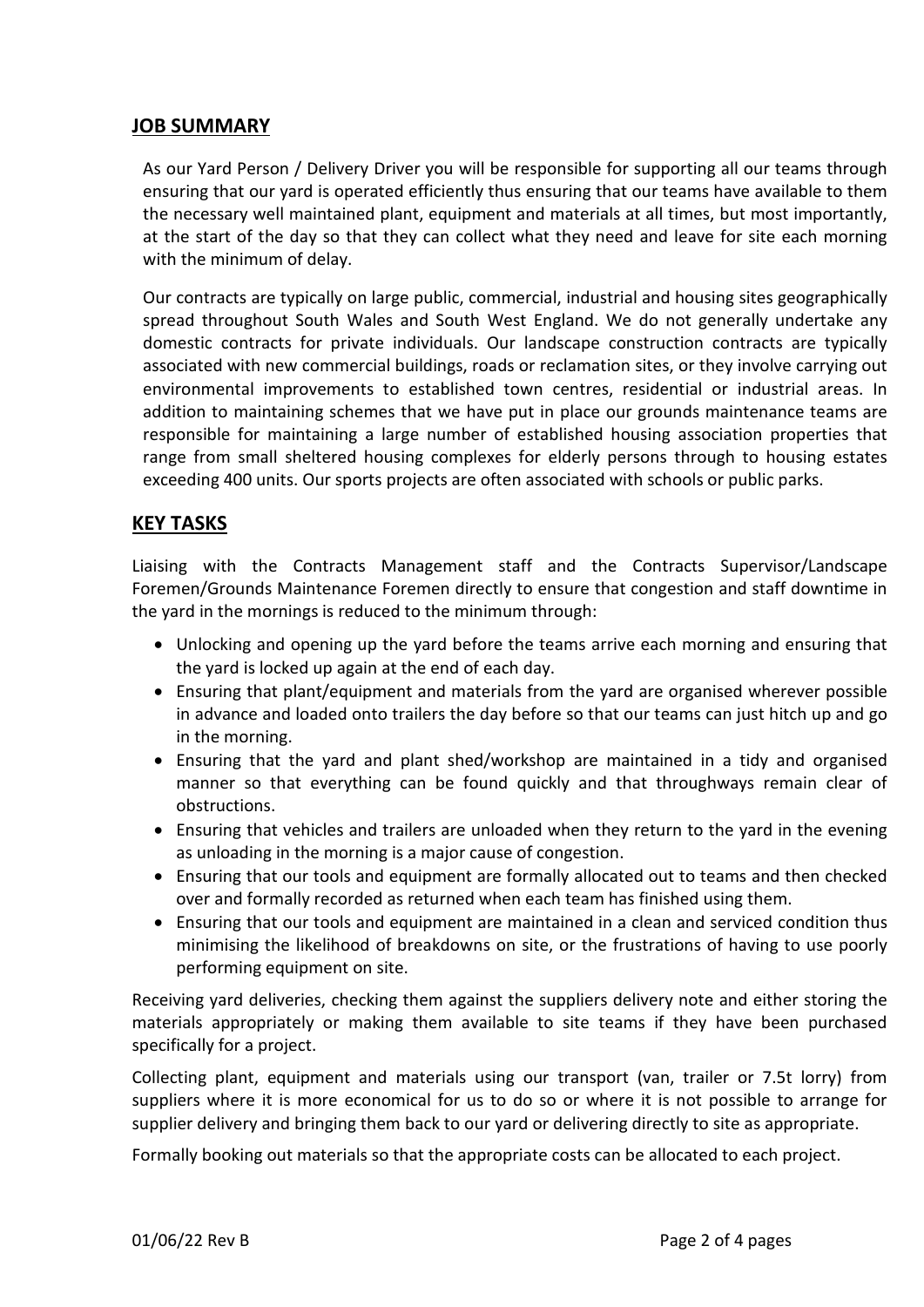## JOB SUMMARY

As our Yard Person / Delivery Driver you will be responsible for supporting all our teams through ensuring that our yard is operated efficiently thus ensuring that our teams have available to them the necessary well maintained plant, equipment and materials at all times, but most importantly, at the start of the day so that they can collect what they need and leave for site each morning with the minimum of delay.

Our contracts are typically on large public, commercial, industrial and housing sites geographically spread throughout South Wales and South West England. We do not generally undertake any domestic contracts for private individuals. Our landscape construction contracts are typically associated with new commercial buildings, roads or reclamation sites, or they involve carrying out environmental improvements to established town centres, residential or industrial areas. In addition to maintaining schemes that we have put in place our grounds maintenance teams are responsible for maintaining a large number of established housing association properties that range from small sheltered housing complexes for elderly persons through to housing estates exceeding 400 units. Our sports projects are often associated with schools or public parks.

## KEY TASKS

Liaising with the Contracts Management staff and the Contracts Supervisor/Landscape Foremen/Grounds Maintenance Foremen directly to ensure that congestion and staff downtime in the yard in the mornings is reduced to the minimum through:

- Unlocking and opening up the yard before the teams arrive each morning and ensuring that the yard is locked up again at the end of each day.
- Ensuring that plant/equipment and materials from the yard are organised wherever possible in advance and loaded onto trailers the day before so that our teams can just hitch up and go in the morning.
- Ensuring that the yard and plant shed/workshop are maintained in a tidy and organised manner so that everything can be found quickly and that throughways remain clear of obstructions.
- Ensuring that vehicles and trailers are unloaded when they return to the yard in the evening as unloading in the morning is a major cause of congestion.
- Ensuring that our tools and equipment are formally allocated out to teams and then checked over and formally recorded as returned when each team has finished using them.
- Ensuring that our tools and equipment are maintained in a clean and serviced condition thus minimising the likelihood of breakdowns on site, or the frustrations of having to use poorly performing equipment on site.

Receiving yard deliveries, checking them against the suppliers delivery note and either storing the materials appropriately or making them available to site teams if they have been purchased specifically for a project.

Collecting plant, equipment and materials using our transport (van, trailer or 7.5t lorry) from suppliers where it is more economical for us to do so or where it is not possible to arrange for supplier delivery and bringing them back to our yard or delivering directly to site as appropriate.

Formally booking out materials so that the appropriate costs can be allocated to each project.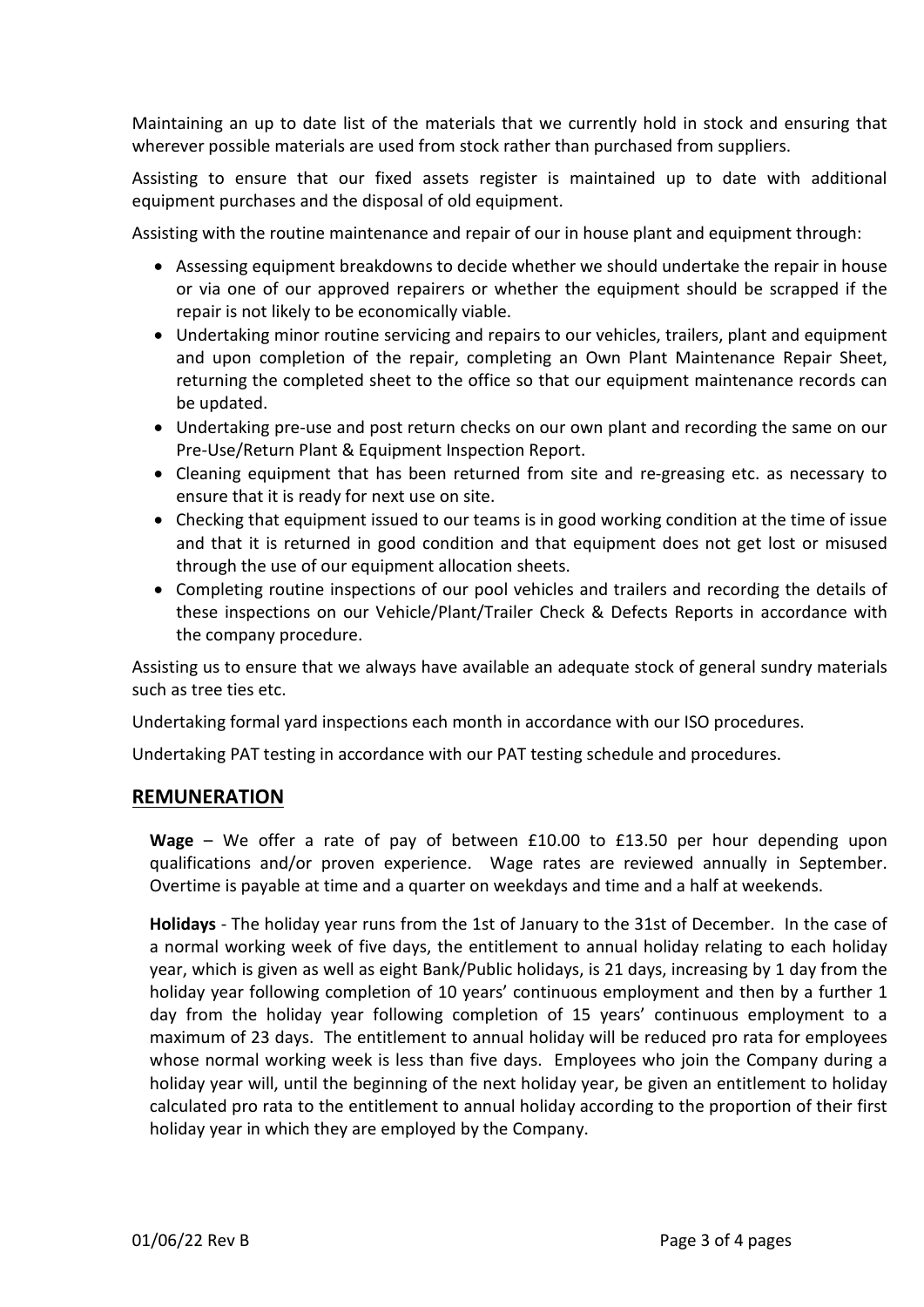Maintaining an up to date list of the materials that we currently hold in stock and ensuring that wherever possible materials are used from stock rather than purchased from suppliers.

Assisting to ensure that our fixed assets register is maintained up to date with additional equipment purchases and the disposal of old equipment.

Assisting with the routine maintenance and repair of our in house plant and equipment through:

- Assessing equipment breakdowns to decide whether we should undertake the repair in house or via one of our approved repairers or whether the equipment should be scrapped if the repair is not likely to be economically viable.
- Undertaking minor routine servicing and repairs to our vehicles, trailers, plant and equipment and upon completion of the repair, completing an Own Plant Maintenance Repair Sheet, returning the completed sheet to the office so that our equipment maintenance records can be updated.
- Undertaking pre-use and post return checks on our own plant and recording the same on our Pre-Use/Return Plant & Equipment Inspection Report.
- Cleaning equipment that has been returned from site and re-greasing etc. as necessary to ensure that it is ready for next use on site.
- Checking that equipment issued to our teams is in good working condition at the time of issue and that it is returned in good condition and that equipment does not get lost or misused through the use of our equipment allocation sheets.
- Completing routine inspections of our pool vehicles and trailers and recording the details of these inspections on our Vehicle/Plant/Trailer Check & Defects Reports in accordance with the company procedure.

Assisting us to ensure that we always have available an adequate stock of general sundry materials such as tree ties etc.

Undertaking formal yard inspections each month in accordance with our ISO procedures.

Undertaking PAT testing in accordance with our PAT testing schedule and procedures.

## REMUNERATION

**Wage** – We offer a rate of pay of between £10.00 to £13.50 per hour depending upon qualifications and/or proven experience. Wage rates are reviewed annually in September. Overtime is payable at time and a quarter on weekdays and time and a half at weekends.

**Holidays** - The holiday year runs from the 1st of January to the 31st of December. In the case of a normal working week of five days, the entitlement to annual holiday relating to each holiday year, which is given as well as eight Bank/Public holidays, is 21 days, increasing by 1 day from the holiday year following completion of 10 years' continuous employment and then by a further 1 day from the holiday year following completion of 15 years' continuous employment to a maximum of 23 days. The entitlement to annual holiday will be reduced pro rata for employees whose normal working week is less than five days. Employees who join the Company during a holiday year will, until the beginning of the next holiday year, be given an entitlement to holiday calculated pro rata to the entitlement to annual holiday according to the proportion of their first holiday year in which they are employed by the Company.

01/06/22 Rev B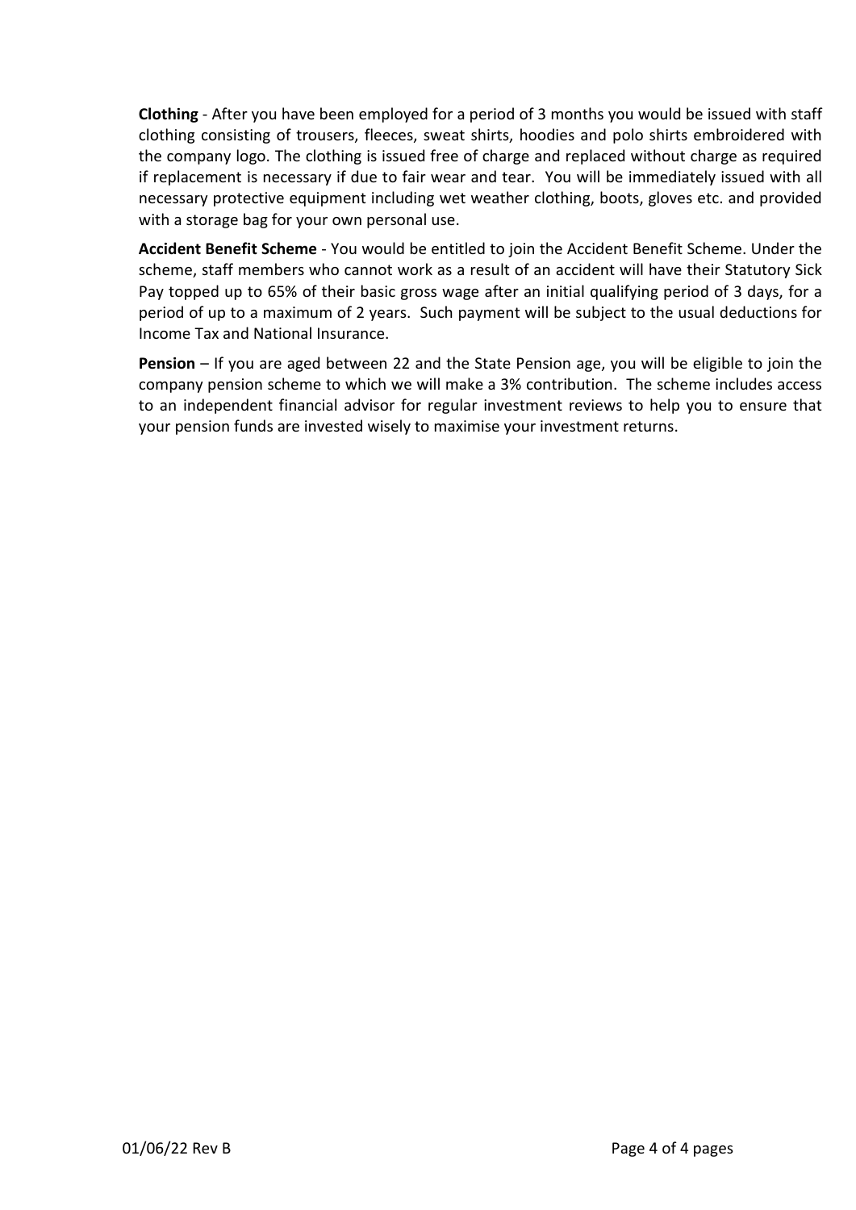**Clothing** - After you have been employed for a period of 3 months you would be issued with staff clothing consisting of trousers, fleeces, sweat shirts, hoodies and polo shirts embroidered with the company logo. The clothing is issued free of charge and replaced without charge as required if replacement is necessary if due to fair wear and tear. You will be immediately issued with all necessary protective equipment including wet weather clothing, boots, gloves etc. and provided with a storage bag for your own personal use.

**Accident Benefit Scheme** - You would be entitled to join the Accident Benefit Scheme. Under the scheme, staff members who cannot work as a result of an accident will have their Statutory Sick Pay topped up to 65% of their basic gross wage after an initial qualifying period of 3 days, for a period of up to a maximum of 2 years. Such payment will be subject to the usual deductions for Income Tax and National Insurance.

**Pension** – If you are aged between 22 and the State Pension age, you will be eligible to join the company pension scheme to which we will make a 3% contribution. The scheme includes access to an independent financial advisor for regular investment reviews to help you to ensure that your pension funds are invested wisely to maximise your investment returns.

01/06/22 Rev B